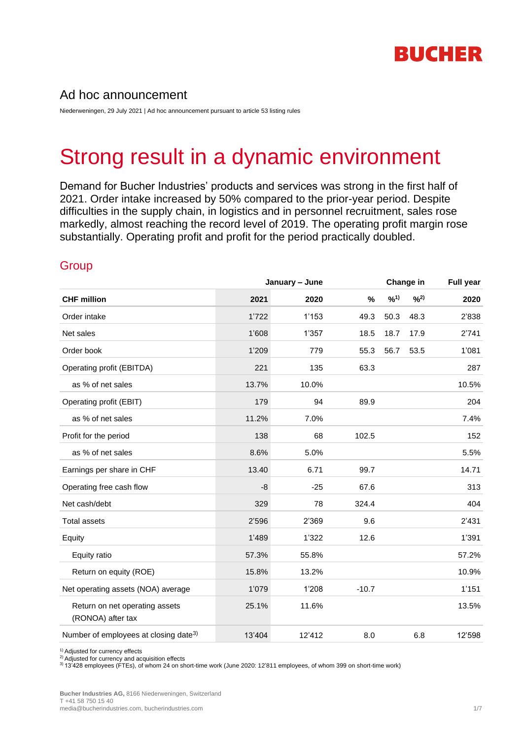BUCHER

# Ad hoc announcement

Niederweningen, 29 July 2021 | Ad hoc announcement pursuant to article 53 listing rules

# Strong result in a dynamic environment

Demand for Bucher Industries' products and services was strong in the first half of 2021. Order intake increased by 50% compared to the prior-year period. Despite difficulties in the supply chain, in logistics and in personnel recruitment, sales rose markedly, almost reaching the record level of 2019. The operating profit margin rose substantially. Operating profit and profit for the period practically doubled.

## Group

| | January – June | | Change in | | | Full year |
|---|---|---|---|---|---|---|
| **CHF million** | **2021** | **2020** | **%** | **%[1]** | **%[2]** | **2020** |
| Order intake | 1'722 | 1'153 | 49.3 | 50.3 | 48.3 | 2'838 |
| Net sales | 1'608 | 1'357 | 18.5 | 18.7 | 17.9 | 2'741 |
| Order book | 1'209 | 779 | 55.3 | 56.7 | 53.5 | 1'081 |
| Operating profit (EBITDA) | 221 | 135 | 63.3 | | | 287 |
| as % of net sales | 13.7% | 10.0% | | | | 10.5% |
| Operating profit (EBIT) | 179 | 94 | 89.9 | | | 204 |
| as % of net sales | 11.2% | 7.0% | | | | 7.4% |
| Profit for the period | 138 | 68 | 102.5 | | | 152 |
| as % of net sales | 8.6% | 5.0% | | | | 5.5% |
| Earnings per share in CHF | 13.40 | 6.71 | 99.7 | | | 14.71 |
| Operating free cash flow | -8 | -25 | 67.6 | | | 313 |
| Net cash/debt | 329 | 78 | 324.4 | | | 404 |
| Total assets | 2'596 | 2'369 | 9.6 | | | 2'431 |
| Equity | 1'489 | 1'322 | 12.6 | | | 1'391 |
| Equity ratio | 57.3% | 55.8% | | | | 57.2% |
| Return on equity (ROE) | 15.8% | 13.2% | | | | 10.9% |
| Net operating assets (NOA) average | 1'079 | 1'208 | -10.7 | | | 1'151 |
| Return on net operating assets (RONOA) after tax | 25.1% | 11.6% | | | | 13.5% |
| Number of employees at closing date[3] | 13'404 | 12'412 | 8.0 | | 6.8 | 12'598 |

[1] Adjusted for currency effects
[2] Adjusted for currency and acquisition effects
[3] 13'428 employees (FTEs), of whom 24 on short-time work (June 2020: 12'811 employees, of whom 399 on short-time work)

**Bucher Industries AG,** 8166 Niederweningen, Switzerland
T +41 58 750 15 40
media@bucherindustries.com, bucherindustries.com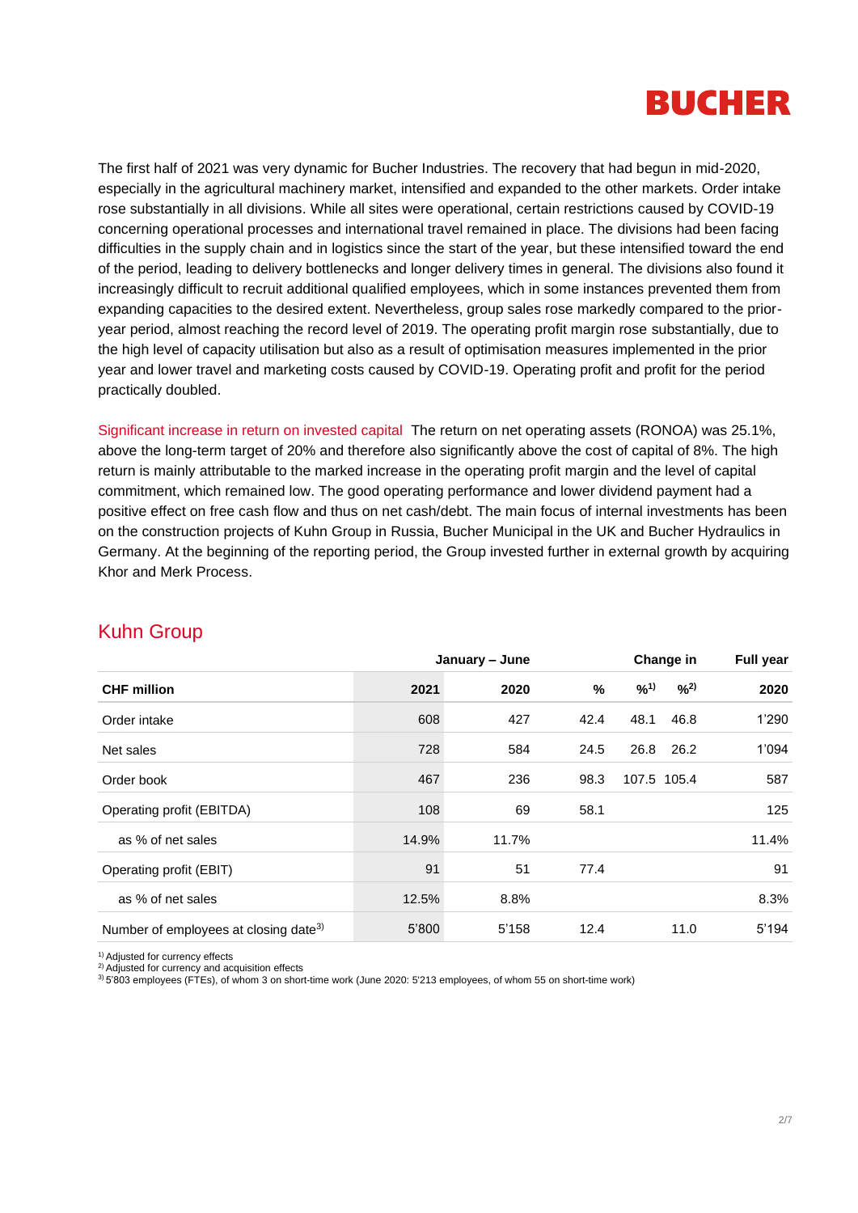The first half of 2021 was very dynamic for Bucher Industries. The recovery that had begun in mid-2020, especially in the agricultural machinery market, intensified and expanded to the other markets. Order intake rose substantially in all divisions. While all sites were operational, certain restrictions caused by COVID-19 concerning operational processes and international travel remained in place. The divisions had been facing difficulties in the supply chain and in logistics since the start of the year, but these intensified toward the end of the period, leading to delivery bottlenecks and longer delivery times in general. The divisions also found it increasingly difficult to recruit additional qualified employees, which in some instances prevented them from expanding capacities to the desired extent. Nevertheless, group sales rose markedly compared to the prior-year period, almost reaching the record level of 2019. The operating profit margin rose substantially, due to the high level of capacity utilisation but also as a result of optimisation measures implemented in the prior year and lower travel and marketing costs caused by COVID-19. Operating profit and profit for the period practically doubled.

Significant increase in return on invested capital The return on net operating assets (RONOA) was 25.1%, above the long-term target of 20% and therefore also significantly above the cost of capital of 8%. The high return is mainly attributable to the marked increase in the operating profit margin and the level of capital commitment, which remained low. The good operating performance and lower dividend payment had a positive effect on free cash flow and thus on net cash/debt. The main focus of internal investments has been on the construction projects of Kuhn Group in Russia, Bucher Municipal in the UK and Bucher Hydraulics in Germany. At the beginning of the reporting period, the Group invested further in external growth by acquiring Khor and Merk Process.

## Kuhn Group

| | January – June | | Change in | | | Full year |
|---|---|---|---|---|---|---|
| **CHF million** | **2021** | **2020** | **%** | **%[1)]** | **%[2)]** | **2020** |
| Order intake | 608 | 427 | 42.4 | 48.1 | 46.8 | 1'290 |
| Net sales | 728 | 584 | 24.5 | 26.8 | 26.2 | 1'094 |
| Order book | 467 | 236 | 98.3 | 107.5 | 105.4 | 587 |
| Operating profit (EBITDA) | 108 | 69 | 58.1 | | | 125 |
| as % of net sales | 14.9% | 11.7% | | | | 11.4% |
| Operating profit (EBIT) | 91 | 51 | 77.4 | | | 91 |
| as % of net sales | 12.5% | 8.8% | | | | 8.3% |
| Number of employees at closing date[3)] | 5'800 | 5'158 | 12.4 | | 11.0 | 5'194 |

[1)] Adjusted for currency effects
[2)] Adjusted for currency and acquisition effects
[3)] 5'803 employees (FTEs), of whom 3 on short-time work (June 2020: 5'213 employees, of whom 55 on short-time work)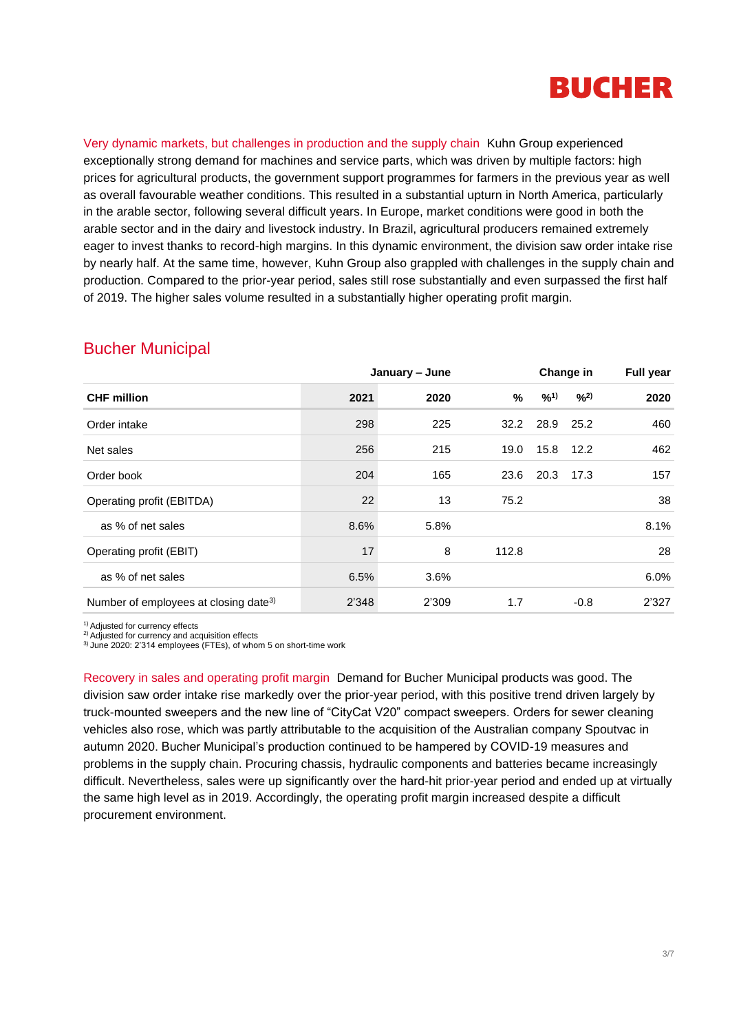Very dynamic markets, but challenges in production and the supply chain Kuhn Group experienced exceptionally strong demand for machines and service parts, which was driven by multiple factors: high prices for agricultural products, the government support programmes for farmers in the previous year as well as overall favourable weather conditions. This resulted in a substantial upturn in North America, particularly in the arable sector, following several difficult years. In Europe, market conditions were good in both the arable sector and in the dairy and livestock industry. In Brazil, agricultural producers remained extremely eager to invest thanks to record-high margins. In this dynamic environment, the division saw order intake rise by nearly half. At the same time, however, Kuhn Group also grappled with challenges in the supply chain and production. Compared to the prior-year period, sales still rose substantially and even surpassed the first half of 2019. The higher sales volume resulted in a substantially higher operating profit margin.

## Bucher Municipal

| | January – June | | Change in | | | Full year |
|---|---|---|---|---|---|---|
| **CHF million** | **2021** | **2020** | **%** | **%[1]** | **%[2]** | **2020** |
| Order intake | 298 | 225 | 32.2 | 28.9 | 25.2 | 460 |
| Net sales | 256 | 215 | 19.0 | 15.8 | 12.2 | 462 |
| Order book | 204 | 165 | 23.6 | 20.3 | 17.3 | 157 |
| Operating profit (EBITDA) | 22 | 13 | 75.2 | | | 38 |
| as % of net sales | 8.6% | 5.8% | | | | 8.1% |
| Operating profit (EBIT) | 17 | 8 | 112.8 | | | 28 |
| as % of net sales | 6.5% | 3.6% | | | | 6.0% |
| Number of employees at closing date[3] | 2'348 | 2'309 | 1.7 | | -0.8 | 2'327 |

[1] Adjusted for currency effects
[2] Adjusted for currency and acquisition effects
[3] June 2020: 2'314 employees (FTEs), of whom 5 on short-time work

Recovery in sales and operating profit margin Demand for Bucher Municipal products was good. The division saw order intake rise markedly over the prior-year period, with this positive trend driven largely by truck-mounted sweepers and the new line of "CityCat V20" compact sweepers. Orders for sewer cleaning vehicles also rose, which was partly attributable to the acquisition of the Australian company Spoutvac in autumn 2020. Bucher Municipal's production continued to be hampered by COVID-19 measures and problems in the supply chain. Procuring chassis, hydraulic components and batteries became increasingly difficult. Nevertheless, sales were up significantly over the hard-hit prior-year period and ended up at virtually the same high level as in 2019. Accordingly, the operating profit margin increased despite a difficult procurement environment.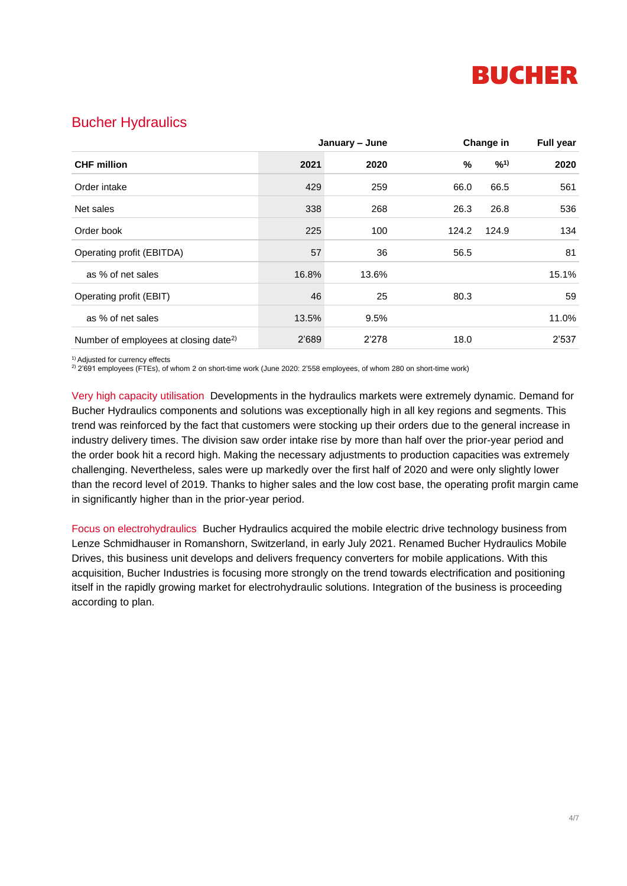## Bucher Hydraulics

| | January – June | | Change in | | Full year |
|---|---|---|---|---|---|
| **CHF million** | **2021** | **2020** | **%** | **%[1)]** | **2020** |
| Order intake | 429 | 259 | 66.0 | 66.5 | 561 |
| Net sales | 338 | 268 | 26.3 | 26.8 | 536 |
| Order book | 225 | 100 | 124.2 | 124.9 | 134 |
| Operating profit (EBITDA) | 57 | 36 | 56.5 | | 81 |
| as % of net sales | 16.8% | 13.6% | | | 15.1% |
| Operating profit (EBIT) | 46 | 25 | 80.3 | | 59 |
| as % of net sales | 13.5% | 9.5% | | | 11.0% |
| Number of employees at closing date[2)] | 2'689 | 2'278 | 18.0 | | 2'537 |

[1)] Adjusted for currency effects
[2)] 2'691 employees (FTEs), of whom 2 on short-time work (June 2020: 2'558 employees, of whom 280 on short-time work)

Very high capacity utilisation  Developments in the hydraulics markets were extremely dynamic. Demand for Bucher Hydraulics components and solutions was exceptionally high in all key regions and segments. This trend was reinforced by the fact that customers were stocking up their orders due to the general increase in industry delivery times. The division saw order intake rise by more than half over the prior-year period and the order book hit a record high. Making the necessary adjustments to production capacities was extremely challenging. Nevertheless, sales were up markedly over the first half of 2020 and were only slightly lower than the record level of 2019. Thanks to higher sales and the low cost base, the operating profit margin came in significantly higher than in the prior-year period.

Focus on electrohydraulics  Bucher Hydraulics acquired the mobile electric drive technology business from Lenze Schmidhauser in Romanshorn, Switzerland, in early July 2021. Renamed Bucher Hydraulics Mobile Drives, this business unit develops and delivers frequency converters for mobile applications. With this acquisition, Bucher Industries is focusing more strongly on the trend towards electrification and positioning itself in the rapidly growing market for electrohydraulic solutions. Integration of the business is proceeding according to plan.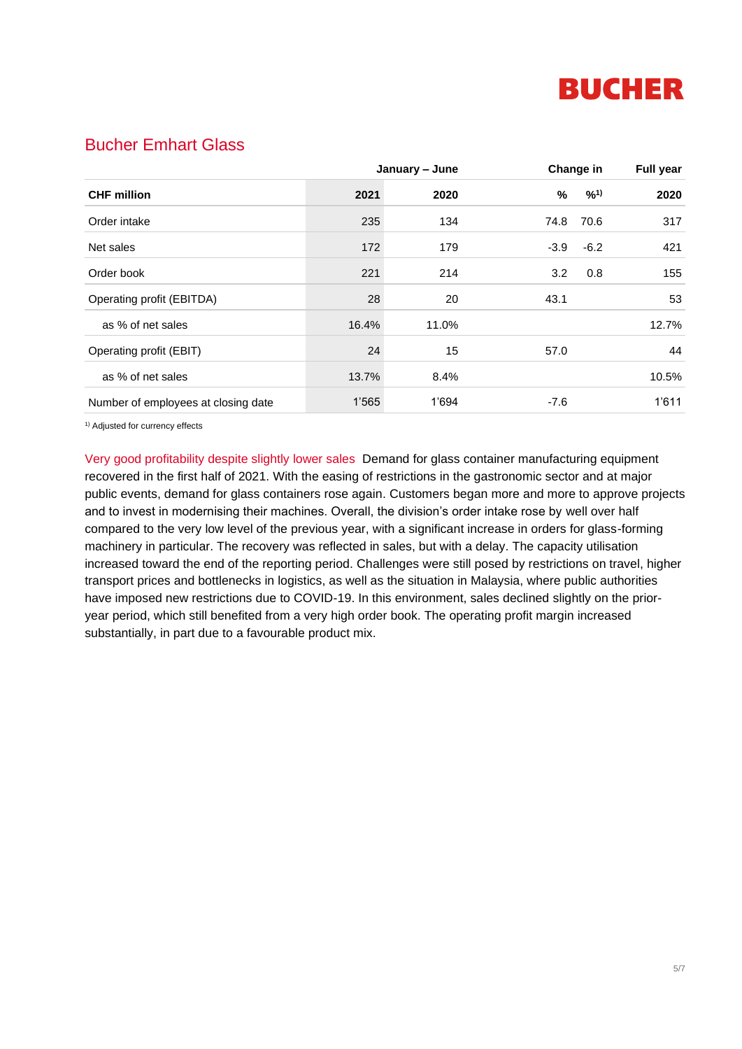BUCHER

## Bucher Emhart Glass

| | January – June | | Change in | | Full year |
|---|---|---|---|---|---|
| **CHF million** | **2021** | **2020** | **%** | **%[1)]** | **2020** |
| Order intake | 235 | 134 | 74.8 | 70.6 | 317 |
| Net sales | 172 | 179 | -3.9 | -6.2 | 421 |
| Order book | 221 | 214 | 3.2 | 0.8 | 155 |
| Operating profit (EBITDA) | 28 | 20 | 43.1 | | 53 |
| as % of net sales | 16.4% | 11.0% | | | 12.7% |
| Operating profit (EBIT) | 24 | 15 | 57.0 | | 44 |
| as % of net sales | 13.7% | 8.4% | | | 10.5% |
| Number of employees at closing date | 1'565 | 1'694 | -7.6 | | 1'611 |

[1)] Adjusted for currency effects

Very good profitability despite slightly lower sales Demand for glass container manufacturing equipment recovered in the first half of 2021. With the easing of restrictions in the gastronomic sector and at major public events, demand for glass containers rose again. Customers began more and more to approve projects and to invest in modernising their machines. Overall, the division's order intake rose by well over half compared to the very low level of the previous year, with a significant increase in orders for glass-forming machinery in particular. The recovery was reflected in sales, but with a delay. The capacity utilisation increased toward the end of the reporting period. Challenges were still posed by restrictions on travel, higher transport prices and bottlenecks in logistics, as well as the situation in Malaysia, where public authorities have imposed new restrictions due to COVID-19. In this environment, sales declined slightly on the prior-year period, which still benefited from a very high order book. The operating profit margin increased substantially, in part due to a favourable product mix.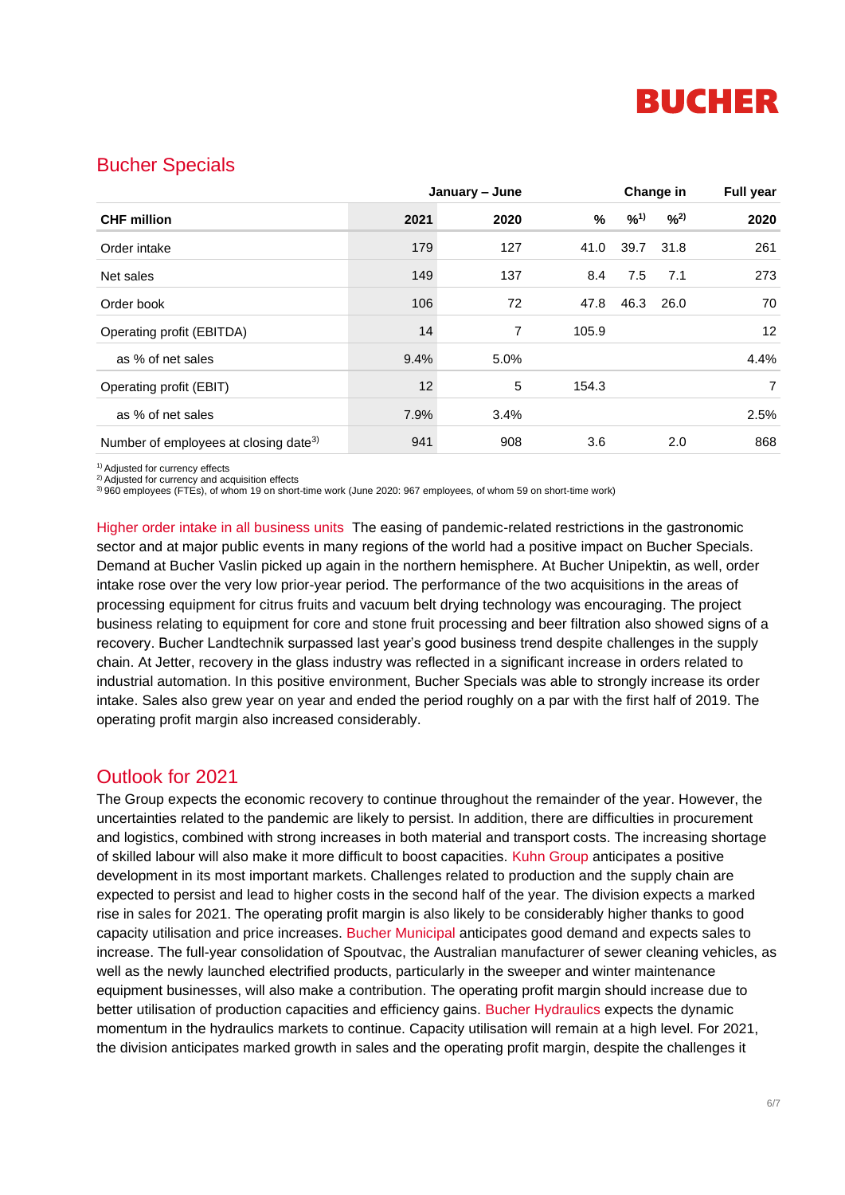## Bucher Specials

| CHF million | January – June 2021 | 2020 | Change in % | %[1] | %[2] | Full year 2020 |
|---|---|---|---|---|---|---|
| Order intake | 179 | 127 | 41.0 | 39.7 | 31.8 | 261 |
| Net sales | 149 | 137 | 8.4 | 7.5 | 7.1 | 273 |
| Order book | 106 | 72 | 47.8 | 46.3 | 26.0 | 70 |
| Operating profit (EBITDA) | 14 | 7 | 105.9 | | | 12 |
| as % of net sales | 9.4% | 5.0% | | | | 4.4% |
| Operating profit (EBIT) | 12 | 5 | 154.3 | | | 7 |
| as % of net sales | 7.9% | 3.4% | | | | 2.5% |
| Number of employees at closing date[3] | 941 | 908 | 3.6 | | 2.0 | 868 |

[1] Adjusted for currency effects
[2] Adjusted for currency and acquisition effects
[3] 960 employees (FTEs), of whom 19 on short-time work (June 2020: 967 employees, of whom 59 on short-time work)

Higher order intake in all business units The easing of pandemic-related restrictions in the gastronomic sector and at major public events in many regions of the world had a positive impact on Bucher Specials. Demand at Bucher Vaslin picked up again in the northern hemisphere. At Bucher Unipektin, as well, order intake rose over the very low prior-year period. The performance of the two acquisitions in the areas of processing equipment for citrus fruits and vacuum belt drying technology was encouraging. The project business relating to equipment for core and stone fruit processing and beer filtration also showed signs of a recovery. Bucher Landtechnik surpassed last year's good business trend despite challenges in the supply chain. At Jetter, recovery in the glass industry was reflected in a significant increase in orders related to industrial automation. In this positive environment, Bucher Specials was able to strongly increase its order intake. Sales also grew year on year and ended the period roughly on a par with the first half of 2019. The operating profit margin also increased considerably.

## Outlook for 2021

The Group expects the economic recovery to continue throughout the remainder of the year. However, the uncertainties related to the pandemic are likely to persist. In addition, there are difficulties in procurement and logistics, combined with strong increases in both material and transport costs. The increasing shortage of skilled labour will also make it more difficult to boost capacities. Kuhn Group anticipates a positive development in its most important markets. Challenges related to production and the supply chain are expected to persist and lead to higher costs in the second half of the year. The division expects a marked rise in sales for 2021. The operating profit margin is also likely to be considerably higher thanks to good capacity utilisation and price increases. Bucher Municipal anticipates good demand and expects sales to increase. The full-year consolidation of Spoutvac, the Australian manufacturer of sewer cleaning vehicles, as well as the newly launched electrified products, particularly in the sweeper and winter maintenance equipment businesses, will also make a contribution. The operating profit margin should increase due to better utilisation of production capacities and efficiency gains. Bucher Hydraulics expects the dynamic momentum in the hydraulics markets to continue. Capacity utilisation will remain at a high level. For 2021, the division anticipates marked growth in sales and the operating profit margin, despite the challenges it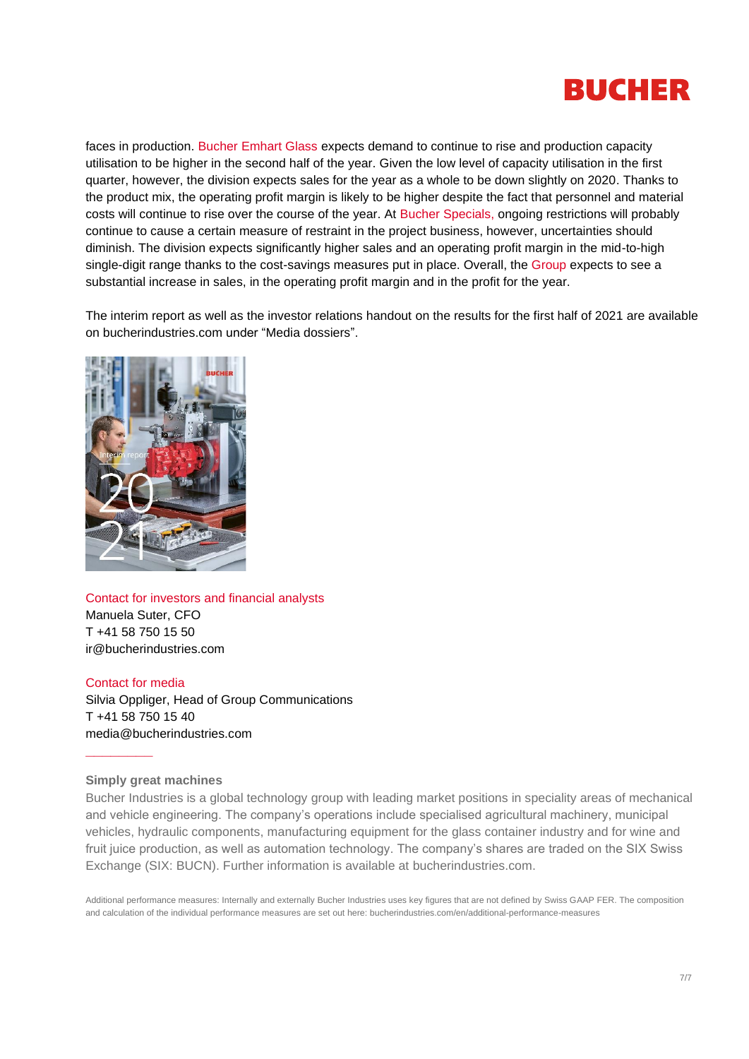faces in production. Bucher Emhart Glass expects demand to continue to rise and production capacity utilisation to be higher in the second half of the year. Given the low level of capacity utilisation in the first quarter, however, the division expects sales for the year as a whole to be down slightly on 2020. Thanks to the product mix, the operating profit margin is likely to be higher despite the fact that personnel and material costs will continue to rise over the course of the year. At Bucher Specials, ongoing restrictions will probably continue to cause a certain measure of restraint in the project business, however, uncertainties should diminish. The division expects significantly higher sales and an operating profit margin in the mid-to-high single-digit range thanks to the cost-savings measures put in place. Overall, the Group expects to see a substantial increase in sales, in the operating profit margin and in the profit for the year.

The interim report as well as the investor relations handout on the results for the first half of 2021 are available on bucherindustries.com under "Media dossiers".

Contact for investors and financial analysts
Manuela Suter, CFO
T +41 58 750 15 50
ir@bucherindustries.com

Contact for media
Silvia Oppliger, Head of Group Communications
T +41 58 750 15 40
media@bucherindustries.com

**Simply great machines**

Bucher Industries is a global technology group with leading market positions in speciality areas of mechanical and vehicle engineering. The company's operations include specialised agricultural machinery, municipal vehicles, hydraulic components, manufacturing equipment for the glass container industry and for wine and fruit juice production, as well as automation technology. The company's shares are traded on the SIX Swiss Exchange (SIX: BUCN). Further information is available at bucherindustries.com.

Additional performance measures: Internally and externally Bucher Industries uses key figures that are not defined by Swiss GAAP FER. The composition and calculation of the individual performance measures are set out here: bucherindustries.com/en/additional-performance-measures